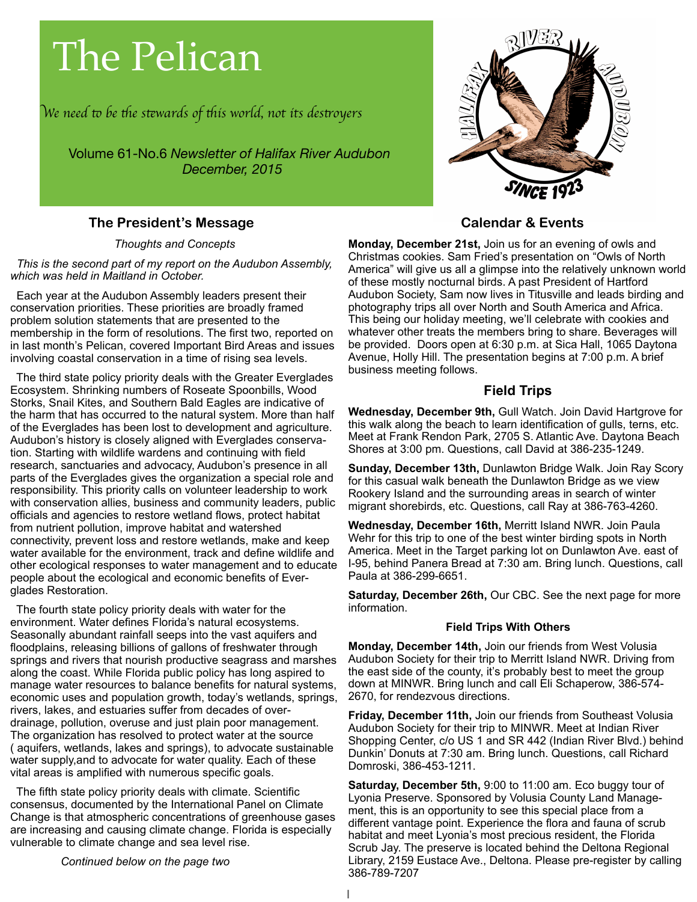# The Pelican

*We need to be the stewards of this world, not its destroyers*

Volume 61-No.6 *Newsletter of Halifax River Audubon*
*December, 2015*

## The President's Message

*Thoughts and Concepts*

*This is the second part of my report on the Audubon Assembly, which was held in Maitland in October.*

Each year at the Audubon Assembly leaders present their conservation priorities. These priorities are broadly framed problem solution statements that are presented to the membership in the form of resolutions. The first two, reported on in last month's Pelican, covered Important Bird Areas and issues involving coastal conservation in a time of rising sea levels.

The third state policy priority deals with the Greater Everglades Ecosystem. Shrinking numbers of Roseate Spoonbills, Wood Storks, Snail Kites, and Southern Bald Eagles are indicative of the harm that has occurred to the natural system. More than half of the Everglades has been lost to development and agriculture. Audubon's history is closely aligned with Everglades conservation. Starting with wildlife wardens and continuing with field research, sanctuaries and advocacy, Audubon's presence in all parts of the Everglades gives the organization a special role and responsibility. This priority calls on volunteer leadership to work with conservation allies, business and community leaders, public officials and agencies to restore wetland flows, protect habitat from nutrient pollution, improve habitat and watershed connectivity, prevent loss and restore wetlands, make and keep water available for the environment, track and define wildlife and other ecological responses to water management and to educate people about the ecological and economic benefits of Everglades Restoration.

The fourth state policy priority deals with water for the environment. Water defines Florida's natural ecosystems. Seasonally abundant rainfall seeps into the vast aquifers and floodplains, releasing billions of gallons of freshwater through springs and rivers that nourish productive seagrass and marshes along the coast. While Florida public policy has long aspired to manage water resources to balance benefits for natural systems, economic uses and population growth, today's wetlands, springs, rivers, lakes, and estuaries suffer from decades of over-drainage, pollution, overuse and just plain poor management. The organization has resolved to protect water at the source ( aquifers, wetlands, lakes and springs), to advocate sustainable water supply,and to advocate for water quality. Each of these vital areas is amplified with numerous specific goals.

The fifth state policy priority deals with climate. Scientific consensus, documented by the International Panel on Climate Change is that atmospheric concentrations of greenhouse gases are increasing and causing climate change. Florida is especially vulnerable to climate change and sea level rise.

*Continued below on the page two*

## Calendar & Events

**Monday, December 21st,** Join us for an evening of owls and Christmas cookies. Sam Fried's presentation on "Owls of North America" will give us all a glimpse into the relatively unknown world of these mostly nocturnal birds. A past President of Hartford Audubon Society, Sam now lives in Titusville and leads birding and photography trips all over North and South America and Africa. This being our holiday meeting, we'll celebrate with cookies and whatever other treats the members bring to share. Beverages will be provided. Doors open at 6:30 p.m. at Sica Hall, 1065 Daytona Avenue, Holly Hill. The presentation begins at 7:00 p.m. A brief business meeting follows.

## Field Trips

**Wednesday, December 9th,** Gull Watch. Join David Hartgrove for this walk along the beach to learn identification of gulls, terns, etc. Meet at Frank Rendon Park, 2705 S. Atlantic Ave. Daytona Beach Shores at 3:00 pm. Questions, call David at 386-235-1249.

**Sunday, December 13th,** Dunlawton Bridge Walk. Join Ray Scory for this casual walk beneath the Dunlawton Bridge as we view Rookery Island and the surrounding areas in search of winter migrant shorebirds, etc. Questions, call Ray at 386-763-4260.

**Wednesday, December 16th,** Merritt Island NWR. Join Paula Wehr for this trip to one of the best winter birding spots in North America. Meet in the Target parking lot on Dunlawton Ave. east of I-95, behind Panera Bread at 7:30 am. Bring lunch. Questions, call Paula at 386-299-6651.

**Saturday, December 26th,** Our CBC. See the next page for more information.

### Field Trips With Others

**Monday, December 14th,** Join our friends from West Volusia Audubon Society for their trip to Merritt Island NWR. Driving from the east side of the county, it's probably best to meet the group down at MINWR. Bring lunch and call Eli Schaperow, 386-574-2670, for rendezvous directions.

**Friday, December 11th,** Join our friends from Southeast Volusia Audubon Society for their trip to MINWR. Meet at Indian River Shopping Center, c/o US 1 and SR 442 (Indian River Blvd.) behind Dunkin' Donuts at 7:30 am. Bring lunch. Questions, call Richard Domroski, 386-453-1211.

**Saturday, December 5th,** 9:00 to 11:00 am. Eco buggy tour of Lyonia Preserve. Sponsored by Volusia County Land Management, this is an opportunity to see this special place from a different vantage point. Experience the flora and fauna of scrub habitat and meet Lyonia's most precious resident, the Florida Scrub Jay. The preserve is located behind the Deltona Regional Library, 2159 Eustace Ave., Deltona. Please pre-register by calling 386-789-7207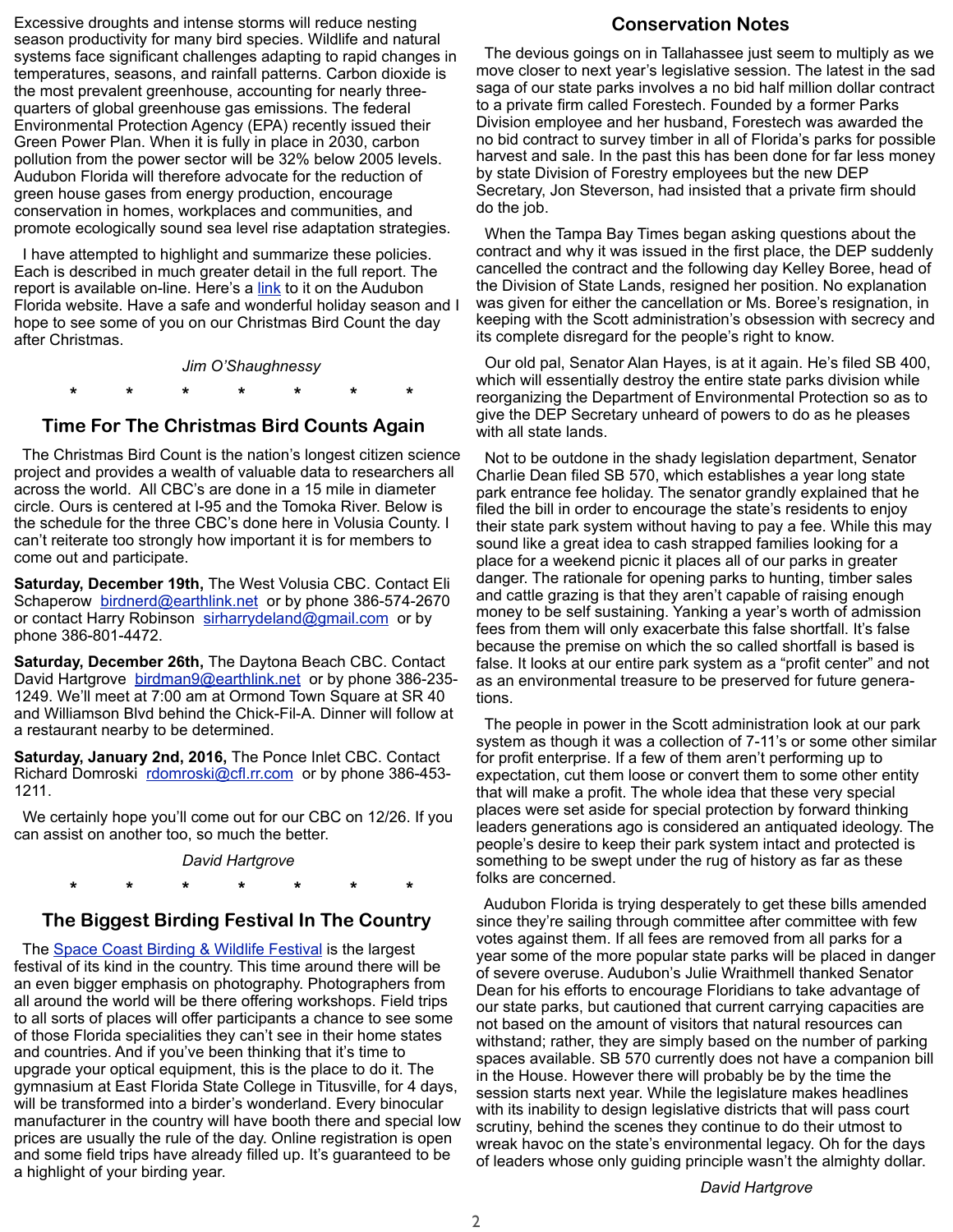Excessive droughts and intense storms will reduce nesting season productivity for many bird species. Wildlife and natural systems face significant challenges adapting to rapid changes in temperatures, seasons, and rainfall patterns. Carbon dioxide is the most prevalent greenhouse, accounting for nearly three-quarters of global greenhouse gas emissions. The federal Environmental Protection Agency (EPA) recently issued their Green Power Plan. When it is fully in place in 2030, carbon pollution from the power sector will be 32% below 2005 levels. Audubon Florida will therefore advocate for the reduction of green house gases from energy production, encourage conservation in homes, workplaces and communities, and promote ecologically sound sea level rise adaptation strategies.

I have attempted to highlight and summarize these policies. Each is described in much greater detail in the full report. The report is available on-line. Here's a link to it on the Audubon Florida website. Have a safe and wonderful holiday season and I hope to see some of you on our Christmas Bird Count the day after Christmas.

*Jim O'Shaughnessy*

\* \* \* \* \* \* \*

## Time For The Christmas Bird Counts Again

The Christmas Bird Count is the nation's longest citizen science project and provides a wealth of valuable data to researchers all across the world. All CBC's are done in a 15 mile in diameter circle. Ours is centered at I-95 and the Tomoka River. Below is the schedule for the three CBC's done here in Volusia County. I can't reiterate too strongly how important it is for members to come out and participate.

**Saturday, December 19th,** The West Volusia CBC. Contact Eli Schaperow birdnerd@earthlink.net or by phone 386-574-2670 or contact Harry Robinson sirharrydeland@gmail.com or by phone 386-801-4472.

**Saturday, December 26th,** The Daytona Beach CBC. Contact David Hartgrove birdman9@earthlink.net or by phone 386-235-1249. We'll meet at 7:00 am at Ormond Town Square at SR 40 and Williamson Blvd behind the Chick-Fil-A. Dinner will follow at a restaurant nearby to be determined.

**Saturday, January 2nd, 2016,** The Ponce Inlet CBC. Contact Richard Domroski rdomroski@cfl.rr.com or by phone 386-453-1211.

We certainly hope you'll come out for our CBC on 12/26. If you can assist on another too, so much the better.

*David Hartgrove*

\* \* \* \* \* \* \*

## The Biggest Birding Festival In The Country

The Space Coast Birding & Wildlife Festival is the largest festival of its kind in the country. This time around there will be an even bigger emphasis on photography. Photographers from all around the world will be there offering workshops. Field trips to all sorts of places will offer participants a chance to see some of those Florida specialities they can't see in their home states and countries. And if you've been thinking that it's time to upgrade your optical equipment, this is the place to do it. The gymnasium at East Florida State College in Titusville, for 4 days, will be transformed into a birder's wonderland. Every binocular manufacturer in the country will have booth there and special low prices are usually the rule of the day. Online registration is open and some field trips have already filled up. It's guaranteed to be a highlight of your birding year.

## Conservation Notes

The devious goings on in Tallahassee just seem to multiply as we move closer to next year's legislative session. The latest in the sad saga of our state parks involves a no bid half million dollar contract to a private firm called Forestech. Founded by a former Parks Division employee and her husband, Forestech was awarded the no bid contract to survey timber in all of Florida's parks for possible harvest and sale. In the past this has been done for far less money by state Division of Forestry employees but the new DEP Secretary, Jon Steverson, had insisted that a private firm should do the job.

When the Tampa Bay Times began asking questions about the contract and why it was issued in the first place, the DEP suddenly cancelled the contract and the following day Kelley Boree, head of the Division of State Lands, resigned her position. No explanation was given for either the cancellation or Ms. Boree's resignation, in keeping with the Scott administration's obsession with secrecy and its complete disregard for the people's right to know.

Our old pal, Senator Alan Hayes, is at it again. He's filed SB 400, which will essentially destroy the entire state parks division while reorganizing the Department of Environmental Protection so as to give the DEP Secretary unheard of powers to do as he pleases with all state lands.

Not to be outdone in the shady legislation department, Senator Charlie Dean filed SB 570, which establishes a year long state park entrance fee holiday. The senator grandly explained that he filed the bill in order to encourage the state's residents to enjoy their state park system without having to pay a fee. While this may sound like a great idea to cash strapped families looking for a place for a weekend picnic it places all of our parks in greater danger. The rationale for opening parks to hunting, timber sales and cattle grazing is that they aren't capable of raising enough money to be self sustaining. Yanking a year's worth of admission fees from them will only exacerbate this false shortfall. It's false because the premise on which the so called shortfall is based is false. It looks at our entire park system as a "profit center" and not as an environmental treasure to be preserved for future generations.

The people in power in the Scott administration look at our park system as though it was a collection of 7-11's or some other similar for profit enterprise. If a few of them aren't performing up to expectation, cut them loose or convert them to some other entity that will make a profit. The whole idea that these very special places were set aside for special protection by forward thinking leaders generations ago is considered an antiquated ideology. The people's desire to keep their park system intact and protected is something to be swept under the rug of history as far as these folks are concerned.

Audubon Florida is trying desperately to get these bills amended since they're sailing through committee after committee with few votes against them. If all fees are removed from all parks for a year some of the more popular state parks will be placed in danger of severe overuse. Audubon's Julie Wraithmell thanked Senator Dean for his efforts to encourage Floridians to take advantage of our state parks, but cautioned that current carrying capacities are not based on the amount of visitors that natural resources can withstand; rather, they are simply based on the number of parking spaces available. SB 570 currently does not have a companion bill in the House. However there will probably be by the time the session starts next year. While the legislature makes headlines with its inability to design legislative districts that will pass court scrutiny, behind the scenes they continue to do their utmost to wreak havoc on the state's environmental legacy. Oh for the days of leaders whose only guiding principle wasn't the almighty dollar.

*David Hartgrove*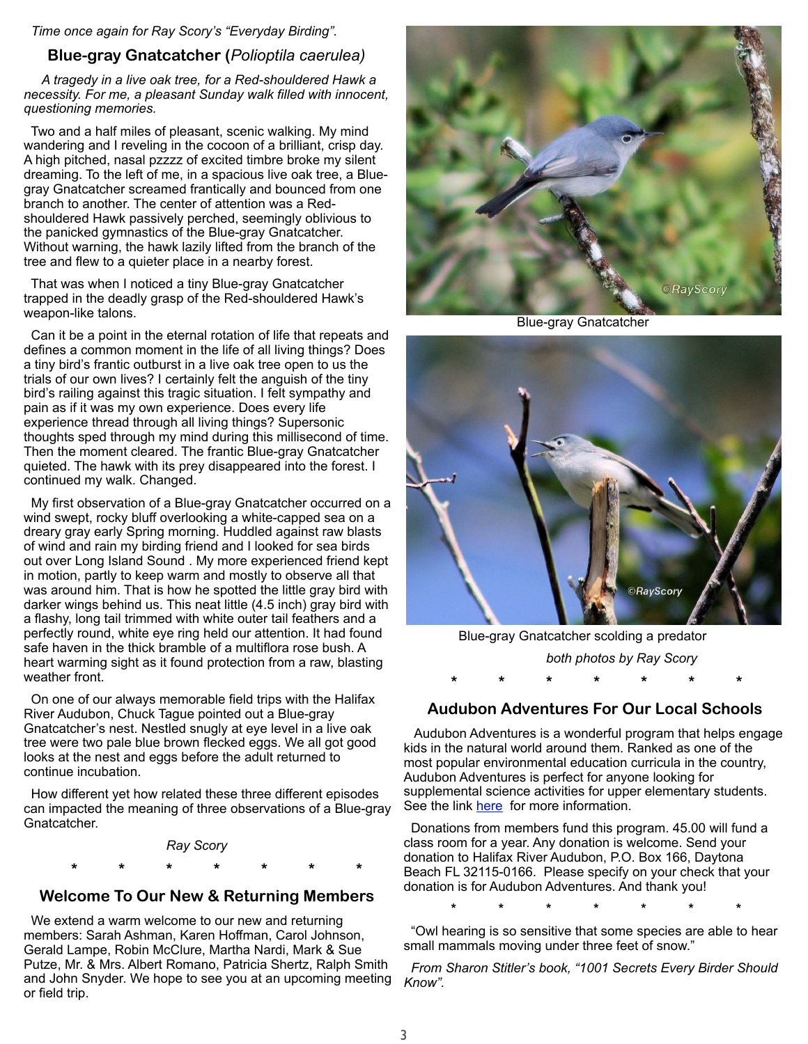*Time once again for Ray Scory's "Everyday Birding".*

## Blue-gray Gnatcatcher (*Polioptila caerulea*)

*A tragedy in a live oak tree, for a Red-shouldered Hawk a necessity. For me, a pleasant Sunday walk filled with innocent, questioning memories.*

Two and a half miles of pleasant, scenic walking. My mind wandering and I reveling in the cocoon of a brilliant, crisp day. A high pitched, nasal pzzzz of excited timbre broke my silent dreaming. To the left of me, in a spacious live oak tree, a Blue-gray Gnatcatcher screamed frantically and bounced from one branch to another. The center of attention was a Red-shouldered Hawk passively perched, seemingly oblivious to the panicked gymnastics of the Blue-gray Gnatcatcher. Without warning, the hawk lazily lifted from the branch of the tree and flew to a quieter place in a nearby forest.

That was when I noticed a tiny Blue-gray Gnatcatcher trapped in the deadly grasp of the Red-shouldered Hawk's weapon-like talons.

Can it be a point in the eternal rotation of life that repeats and defines a common moment in the life of all living things? Does a tiny bird's frantic outburst in a live oak tree open to us the trials of our own lives? I certainly felt the anguish of the tiny bird's railing against this tragic situation. I felt sympathy and pain as if it was my own experience. Does every life experience thread through all living things? Supersonic thoughts sped through my mind during this millisecond of time. Then the moment cleared. The frantic Blue-gray Gnatcatcher quieted. The hawk with its prey disappeared into the forest. I continued my walk. Changed.

My first observation of a Blue-gray Gnatcatcher occurred on a wind swept, rocky bluff overlooking a white-capped sea on a dreary gray early Spring morning. Huddled against raw blasts of wind and rain my birding friend and I looked for sea birds out over Long Island Sound . My more experienced friend kept in motion, partly to keep warm and mostly to observe all that was around him. That is how he spotted the little gray bird with darker wings behind us. This neat little (4.5 inch) gray bird with a flashy, long tail trimmed with white outer tail feathers and a perfectly round, white eye ring held our attention. It had found safe haven in the thick bramble of a multiflora rose bush. A heart warming sight as it found protection from a raw, blasting weather front.

On one of our always memorable field trips with the Halifax River Audubon, Chuck Tague pointed out a Blue-gray Gnatcatcher's nest. Nestled snugly at eye level in a live oak tree were two pale blue brown flecked eggs. We all got good looks at the nest and eggs before the adult returned to continue incubation.

How different yet how related these three different episodes can impacted the meaning of three observations of a Blue-gray Gnatcatcher.

*Ray Scory*

Blue-gray Gnatcatcher

Blue-gray Gnatcatcher scolding a predator

*both photos by Ray Scory*

\* \* \* \* \* \* \*

## Welcome To Our New & Returning Members

We extend a warm welcome to our new and returning members: Sarah Ashman, Karen Hoffman, Carol Johnson, Gerald Lampe, Robin McClure, Martha Nardi, Mark & Sue Putze, Mr. & Mrs. Albert Romano, Patricia Shertz, Ralph Smith and John Snyder. We hope to see you at an upcoming meeting or field trip.

\* \* \* \* \* \* \*

## Audubon Adventures For Our Local Schools

Audubon Adventures is a wonderful program that helps engage kids in the natural world around them. Ranked as one of the most popular environmental education curricula in the country, Audubon Adventures is perfect for anyone looking for supplemental science activities for upper elementary students. See the link here for more information.

Donations from members fund this program. 45.00 will fund a class room for a year. Any donation is welcome. Send your donation to Halifax River Audubon, P.O. Box 166, Daytona Beach FL 32115-0166. Please specify on your check that your donation is for Audubon Adventures. And thank you!

\* \* \* \* \* \* \*

"Owl hearing is so sensitive that some species are able to hear small mammals moving under three feet of snow."

*From Sharon Stitler's book, "1001 Secrets Every Birder Should Know".*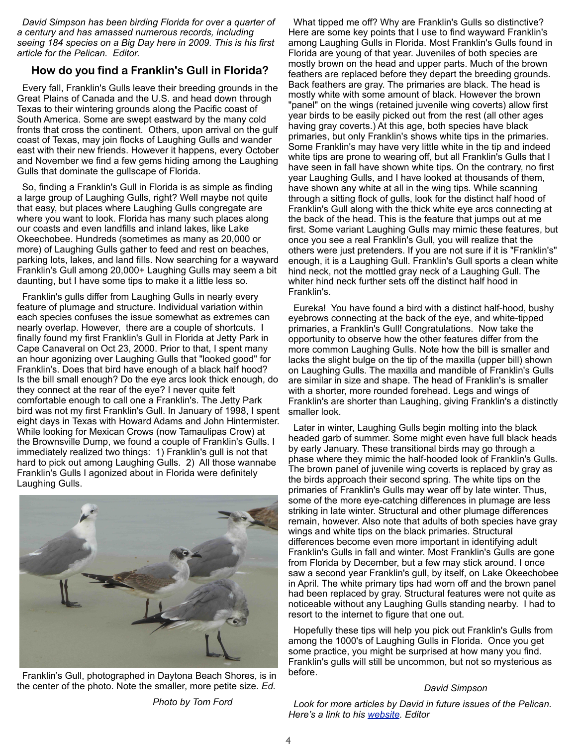*David Simpson has been birding Florida for over a quarter of a century and has amassed numerous records, including seeing 184 species on a Big Day here in 2009. This is his first article for the Pelican. Editor.*

## How do you find a Franklin's Gull in Florida?

Every fall, Franklin's Gulls leave their breeding grounds in the Great Plains of Canada and the U.S. and head down through Texas to their wintering grounds along the Pacific coast of South America. Some are swept eastward by the many cold fronts that cross the continent. Others, upon arrival on the gulf coast of Texas, may join flocks of Laughing Gulls and wander east with their new friends. However it happens, every October and November we find a few gems hiding among the Laughing Gulls that dominate the gullscape of Florida.

So, finding a Franklin's Gull in Florida is as simple as finding a large group of Laughing Gulls, right? Well maybe not quite that easy, but places where Laughing Gulls congregate are where you want to look. Florida has many such places along our coasts and even landfills and inland lakes, like Lake Okeechobee. Hundreds (sometimes as many as 20,000 or more) of Laughing Gulls gather to feed and rest on beaches, parking lots, lakes, and land fills. Now searching for a wayward Franklin's Gull among 20,000+ Laughing Gulls may seem a bit daunting, but I have some tips to make it a little less so.

Franklin's gulls differ from Laughing Gulls in nearly every feature of plumage and structure. Individual variation within each species confuses the issue somewhat as extremes can nearly overlap. However, there are a couple of shortcuts. I finally found my first Franklin's Gull in Florida at Jetty Park in Cape Canaveral on Oct 23, 2000. Prior to that, I spent many an hour agonizing over Laughing Gulls that "looked good" for Franklin's. Does that bird have enough of a black half hood? Is the bill small enough? Do the eye arcs look thick enough, do they connect at the rear of the eye? I never quite felt comfortable enough to call one a Franklin's. The Jetty Park bird was not my first Franklin's Gull. In January of 1998, I spent eight days in Texas with Howard Adams and John Hintermister. While looking for Mexican Crows (now Tamaulipas Crow) at the Brownsville Dump, we found a couple of Franklin's Gulls. I immediately realized two things: 1) Franklin's gull is not that hard to pick out among Laughing Gulls. 2) All those wannabe Franklin's Gulls I agonized about in Florida were definitely Laughing Gulls.

Franklin's Gull, photographed in Daytona Beach Shores, is in the center of the photo. Note the smaller, more petite size. *Ed.*

*Photo by Tom Ford*

What tipped me off? Why are Franklin's Gulls so distinctive? Here are some key points that I use to find wayward Franklin's among Laughing Gulls in Florida. Most Franklin's Gulls found in Florida are young of that year. Juveniles of both species are mostly brown on the head and upper parts. Much of the brown feathers are replaced before they depart the breeding grounds. Back feathers are gray. The primaries are black. The head is mostly white with some amount of black. However the brown "panel" on the wings (retained juvenile wing coverts) allow first year birds to be easily picked out from the rest (all other ages having gray coverts.) At this age, both species have black primaries, but only Franklin's shows white tips in the primaries. Some Franklin's may have very little white in the tip and indeed white tips are prone to wearing off, but all Franklin's Gulls that I have seen in fall have shown white tips. On the contrary, no first year Laughing Gulls, and I have looked at thousands of them, have shown any white at all in the wing tips. While scanning through a sitting flock of gulls, look for the distinct half hood of Franklin's Gull along with the thick white eye arcs connecting at the back of the head. This is the feature that jumps out at me first. Some variant Laughing Gulls may mimic these features, but once you see a real Franklin's Gull, you will realize that the others were just pretenders. If you are not sure if it is "Franklin's" enough, it is a Laughing Gull. Franklin's Gull sports a clean white hind neck, not the mottled gray neck of a Laughing Gull. The whiter hind neck further sets off the distinct half hood in Franklin's.

Eureka! You have found a bird with a distinct half-hood, bushy eyebrows connecting at the back of the eye, and white-tipped primaries, a Franklin's Gull! Congratulations. Now take the opportunity to observe how the other features differ from the more common Laughing Gulls. Note how the bill is smaller and lacks the slight bulge on the tip of the maxilla (upper bill) shown on Laughing Gulls. The maxilla and mandible of Franklin's Gulls are similar in size and shape. The head of Franklin's is smaller with a shorter, more rounded forehead. Legs and wings of Franklin's are shorter than Laughing, giving Franklin's a distinctly smaller look.

Later in winter, Laughing Gulls begin molting into the black headed garb of summer. Some might even have full black heads by early January. These transitional birds may go through a phase where they mimic the half-hooded look of Franklin's Gulls. The brown panel of juvenile wing coverts is replaced by gray as the birds approach their second spring. The white tips on the primaries of Franklin's Gulls may wear off by late winter. Thus, some of the more eye-catching differences in plumage are less striking in late winter. Structural and other plumage differences remain, however. Also note that adults of both species have gray wings and white tips on the black primaries. Structural differences become even more important in identifying adult Franklin's Gulls in fall and winter. Most Franklin's Gulls are gone from Florida by December, but a few may stick around. I once saw a second year Franklin's gull, by itself, on Lake Okeechobee in April. The white primary tips had worn off and the brown panel had been replaced by gray. Structural features were not quite as noticeable without any Laughing Gulls standing nearby. I had to resort to the internet to figure that one out.

Hopefully these tips will help you pick out Franklin's Gulls from among the 1000's of Laughing Gulls in Florida. Once you get some practice, you might be surprised at how many you find. Franklin's gulls will still be uncommon, but not so mysterious as before.

*David Simpson*

*Look for more articles by David in future issues of the Pelican. Here's a link to his website. Editor*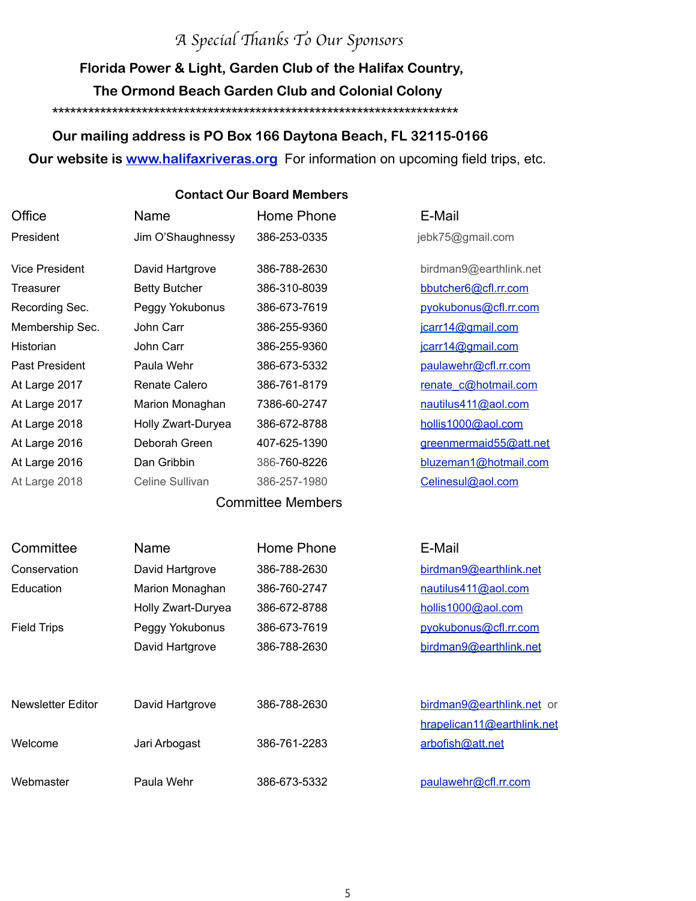*A Special Thanks To Our Sponsors*

**Florida Power & Light, Garden Club of the Halifax Country,**

**The Ormond Beach Garden Club and Colonial Colony**

*********************************************************************

**Our mailing address is PO Box 166 Daytona Beach, FL 32115-0166**

**Our website is [www.halifaxriveras.org](www.halifaxriveras.org)** For information on upcoming field trips, etc.

**Contact Our Board Members**

| Office | Name | Home Phone | E-Mail |
|---|---|---|---|
| President | Jim O'Shaughnessy | 386-253-0335 | jebk75@gmail.com |
| Vice President | David Hartgrove | 386-788-2630 | birdman9@earthlink.net |
| Treasurer | Betty Butcher | 386-310-8039 | bbutcher6@cfl.rr.com |
| Recording Sec. | Peggy Yokubonus | 386-673-7619 | pyokubonus@cfl.rr.com |
| Membership Sec. | John Carr | 386-255-9360 | jcarr14@gmail.com |
| Historian | John Carr | 386-255-9360 | jcarr14@gmail.com |
| Past President | Paula Wehr | 386-673-5332 | paulawehr@cfl.rr.com |
| At Large 2017 | Renate Calero | 386-761-8179 | renate_c@hotmail.com |
| At Large 2017 | Marion Monaghan | 7386-60-2747 | nautilus411@aol.com |
| At Large 2018 | Holly Zwart-Duryea | 386-672-8788 | hollis1000@aol.com |
| At Large 2016 | Deborah Green | 407-625-1390 | greenmermaid55@att.net |
| At Large 2016 | Dan Gribbin | 386-760-8226 | bluzeman1@hotmail.com |
| At Large 2018 | Celine Sullivan | 386-257-1980 | Celinesul@aol.com |

Committee Members

| Committee | Name | Home Phone | E-Mail |
|---|---|---|---|
| Conservation | David Hartgrove | 386-788-2630 | birdman9@earthlink.net |
| Education | Marion Monaghan | 386-760-2747 | nautilus411@aol.com |
| | Holly Zwart-Duryea | 386-672-8788 | hollis1000@aol.com |
| Field Trips | Peggy Yokubonus | 386-673-7619 | pyokubonus@cfl.rr.com |
| | David Hartgrove | 386-788-2630 | birdman9@earthlink.net |
| Newsletter Editor | David Hartgrove | 386-788-2630 | birdman9@earthlink.net or hrapelican11@earthlink.net |
| Welcome | Jari Arbogast | 386-761-2283 | arbofish@att.net |
| Webmaster | Paula Wehr | 386-673-5332 | paulawehr@cfl.rr.com |